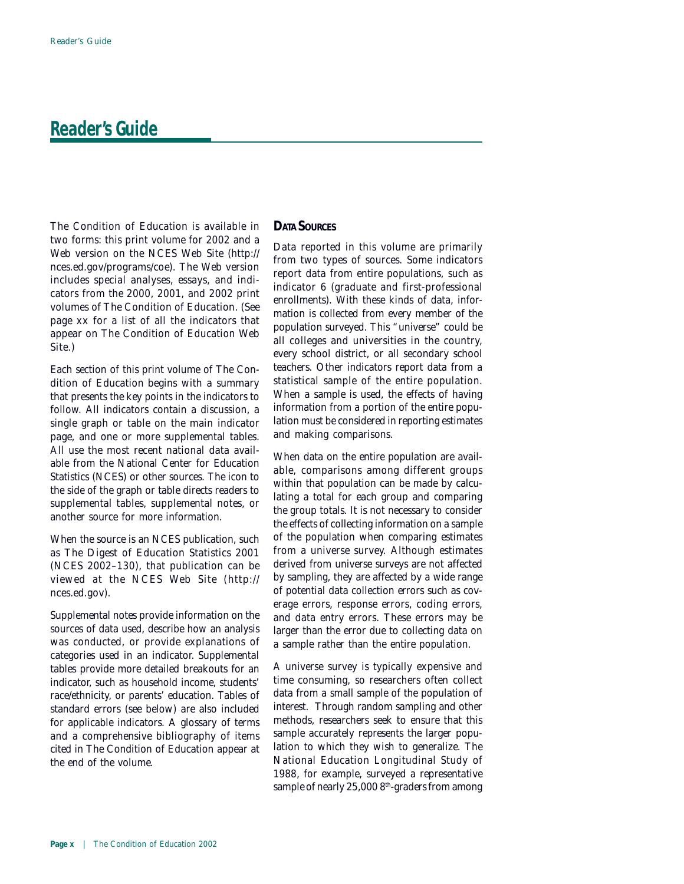# Reader's Guide

The Condition of Education is available in two forms: this print volume for 2002 and a Web version on the NCES Web Site (http://nces.ed.gov/programs/coe). The Web version includes special analyses, essays, and indicators from the 2000, 2001, and 2002 print volumes of The Condition of Education. (See page xx for a list of all the indicators that appear on The Condition of Education Web Site.)

Each section of this print volume of The Condition of Education begins with a summary that presents the key points in the indicators to follow. All indicators contain a discussion, a single graph or table on the main indicator page, and one or more supplemental tables. All use the most recent national data available from the National Center for Education Statistics (NCES) or other sources. The icon to the side of the graph or table directs readers to supplemental tables, supplemental notes, or another source for more information.

When the source is an NCES publication, such as The Digest of Education Statistics 2001 (NCES 2002–130), that publication can be viewed at the NCES Web Site (http://nces.ed.gov).

Supplemental notes provide information on the sources of data used, describe how an analysis was conducted, or provide explanations of categories used in an indicator. Supplemental tables provide more detailed breakouts for an indicator, such as household income, students' race/ethnicity, or parents' education. Tables of standard errors (see below) are also included for applicable indicators. A glossary of terms and a comprehensive bibliography of items cited in The Condition of Education appear at the end of the volume.

## Data Sources

Data reported in this volume are primarily from two types of sources. Some indicators report data from entire populations, such as indicator 6 (graduate and first-professional enrollments). With these kinds of data, information is collected from every member of the population surveyed. This "universe" could be all colleges and universities in the country, every school district, or all secondary school teachers. Other indicators report data from a statistical sample of the entire population. When a sample is used, the effects of having information from a portion of the entire population must be considered in reporting estimates and making comparisons.

When data on the entire population are available, comparisons among different groups within that population can be made by calculating a total for each group and comparing the group totals. It is not necessary to consider the effects of collecting information on a sample of the population when comparing estimates from a universe survey. Although estimates derived from universe surveys are not affected by sampling, they are affected by a wide range of potential data collection errors such as coverage errors, response errors, coding errors, and data entry errors. These errors may be larger than the error due to collecting data on a sample rather than the entire population.

A universe survey is typically expensive and time consuming, so researchers often collect data from a small sample of the population of interest. Through random sampling and other methods, researchers seek to ensure that this sample accurately represents the larger population to which they wish to generalize. The National Education Longitudinal Study of 1988, for example, surveyed a representative sample of nearly 25,000 8th-graders from among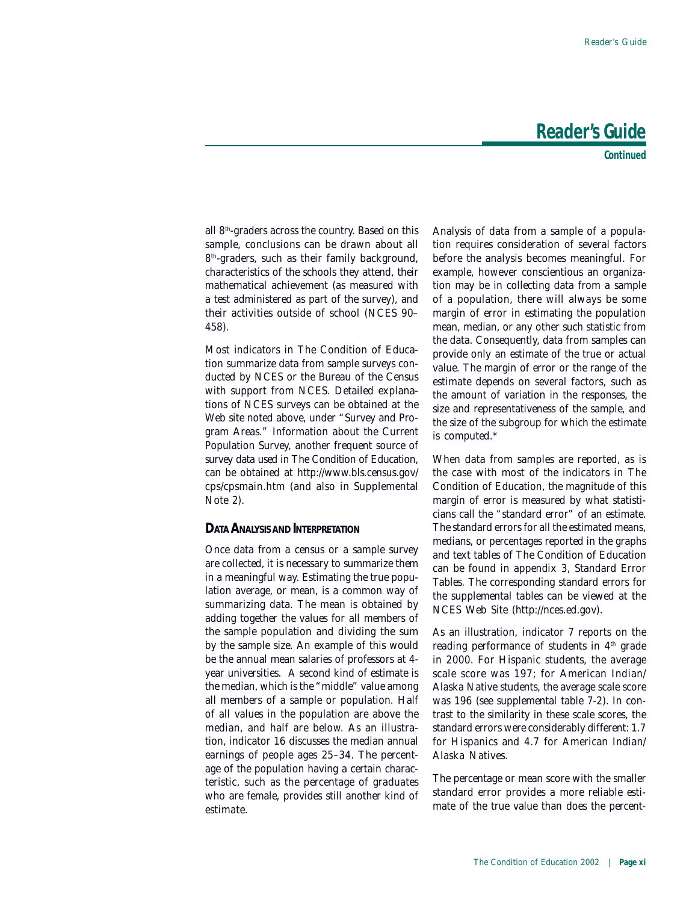all 8th-graders across the country. Based on this sample, conclusions can be drawn about all 8th-graders, such as their family background, characteristics of the schools they attend, their mathematical achievement (as measured with a test administered as part of the survey), and their activities outside of school (NCES 90–458).

Most indicators in The Condition of Education summarize data from sample surveys conducted by NCES or the Bureau of the Census with support from NCES. Detailed explanations of NCES surveys can be obtained at the Web site noted above, under "Survey and Program Areas." Information about the Current Population Survey, another frequent source of survey data used in The Condition of Education, can be obtained at http://www.bls.census.gov/cps/cpsmain.htm (and also in Supplemental Note 2).

### DATA ANALYSIS AND INTERPRETATION

Once data from a census or a sample survey are collected, it is necessary to summarize them in a meaningful way. Estimating the true population average, or mean, is a common way of summarizing data. The mean is obtained by adding together the values for all members of the sample population and dividing the sum by the sample size. An example of this would be the annual mean salaries of professors at 4-year universities. A second kind of estimate is the median, which is the "middle" value among all members of a sample or population. Half of all values in the population are above the median, and half are below. As an illustration, indicator 16 discusses the median annual earnings of people ages 25–34. The percentage of the population having a certain characteristic, such as the percentage of graduates who are female, provides still another kind of estimate.

Analysis of data from a sample of a population requires consideration of several factors before the analysis becomes meaningful. For example, however conscientious an organization may be in collecting data from a sample of a population, there will always be some margin of error in estimating the population mean, median, or any other such statistic from the data. Consequently, data from samples can provide only an estimate of the true or actual value. The margin of error or the range of the estimate depends on several factors, such as the amount of variation in the responses, the size and representativeness of the sample, and the size of the subgroup for which the estimate is computed.*

When data from samples are reported, as is the case with most of the indicators in The Condition of Education, the magnitude of this margin of error is measured by what statisticians call the "standard error" of an estimate. The standard errors for all the estimated means, medians, or percentages reported in the graphs and text tables of The Condition of Education can be found in appendix 3, Standard Error Tables. The corresponding standard errors for the supplemental tables can be viewed at the NCES Web Site (http://nces.ed.gov).

As an illustration, indicator 7 reports on the reading performance of students in 4th grade in 2000. For Hispanic students, the average scale score was 197; for American Indian/Alaska Native students, the average scale score was 196 (see supplemental table 7-2). In contrast to the similarity in these scale scores, the standard errors were considerably different: 1.7 for Hispanics and 4.7 for American Indian/Alaska Natives.

The percentage or mean score with the smaller standard error provides a more reliable estimate of the true value than does the percent-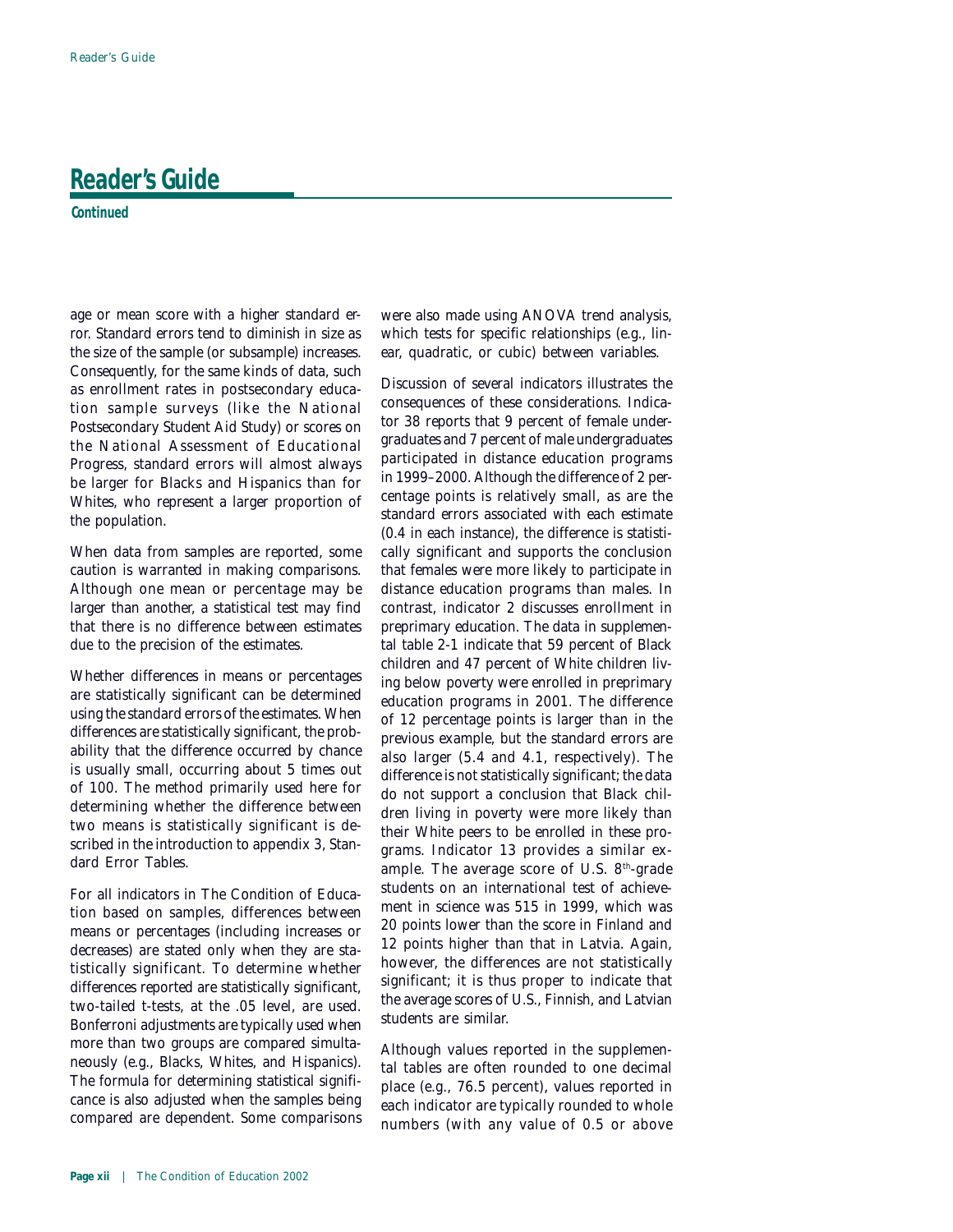# Reader's Guide

**Continued**

age or mean score with a higher standard error. Standard errors tend to diminish in size as the size of the sample (or subsample) increases. Consequently, for the same kinds of data, such as enrollment rates in postsecondary education sample surveys (like the National Postsecondary Student Aid Study) or scores on the National Assessment of Educational Progress, standard errors will almost always be larger for Blacks and Hispanics than for Whites, who represent a larger proportion of the population.

When data from samples are reported, some caution is warranted in making comparisons. Although one mean or percentage may be larger than another, a statistical test may find that there is no difference between estimates due to the precision of the estimates.

Whether differences in means or percentages are statistically significant can be determined using the standard errors of the estimates. When differences are statistically significant, the probability that the difference occurred by chance is usually small, occurring about 5 times out of 100. The method primarily used here for determining whether the difference between two means is statistically significant is described in the introduction to appendix 3, Standard Error Tables.

For all indicators in The Condition of Education based on samples, differences between means or percentages (including increases or decreases) are stated only when they are statistically significant. To determine whether differences reported are statistically significant, two-tailed t-tests, at the .05 level, are used. Bonferroni adjustments are typically used when more than two groups are compared simultaneously (e.g., Blacks, Whites, and Hispanics). The formula for determining statistical significance is also adjusted when the samples being compared are dependent. Some comparisons were also made using ANOVA trend analysis, which tests for specific relationships (e.g., linear, quadratic, or cubic) between variables.

Discussion of several indicators illustrates the consequences of these considerations. Indicator 38 reports that 9 percent of female undergraduates and 7 percent of male undergraduates participated in distance education programs in 1999–2000. Although the difference of 2 percentage points is relatively small, as are the standard errors associated with each estimate (0.4 in each instance), the difference is statistically significant and supports the conclusion that females were more likely to participate in distance education programs than males. In contrast, indicator 2 discusses enrollment in preprimary education. The data in supplemental table 2-1 indicate that 59 percent of Black children and 47 percent of White children living below poverty were enrolled in preprimary education programs in 2001. The difference of 12 percentage points is larger than in the previous example, but the standard errors are also larger (5.4 and 4.1, respectively). The difference is not statistically significant; the data do not support a conclusion that Black children living in poverty were more likely than their White peers to be enrolled in these programs. Indicator 13 provides a similar example. The average score of U.S. 8th-grade students on an international test of achievement in science was 515 in 1999, which was 20 points lower than the score in Finland and 12 points higher than that in Latvia. Again, however, the differences are not statistically significant; it is thus proper to indicate that the average scores of U.S., Finnish, and Latvian students are similar.

Although values reported in the supplemental tables are often rounded to one decimal place (e.g., 76.5 percent), values reported in each indicator are typically rounded to whole numbers (with any value of 0.5 or above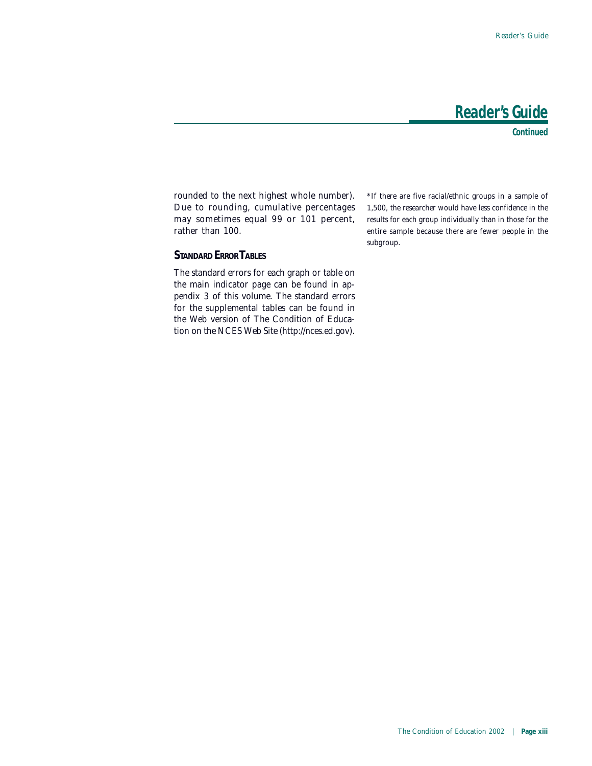# Reader's Guide

**Continued**

rounded to the next highest whole number). Due to rounding, cumulative percentages may sometimes equal 99 or 101 percent, rather than 100.

### STANDARD ERROR TABLES

The standard errors for each graph or table on the main indicator page can be found in appendix 3 of this volume. The standard errors for the supplemental tables can be found in the Web version of The Condition of Education on the NCES Web Site (http://nces.ed.gov).

*If there are five racial/ethnic groups in a sample of 1,500, the researcher would have less confidence in the results for each group individually than in those for the entire sample because there are fewer people in the subgroup.